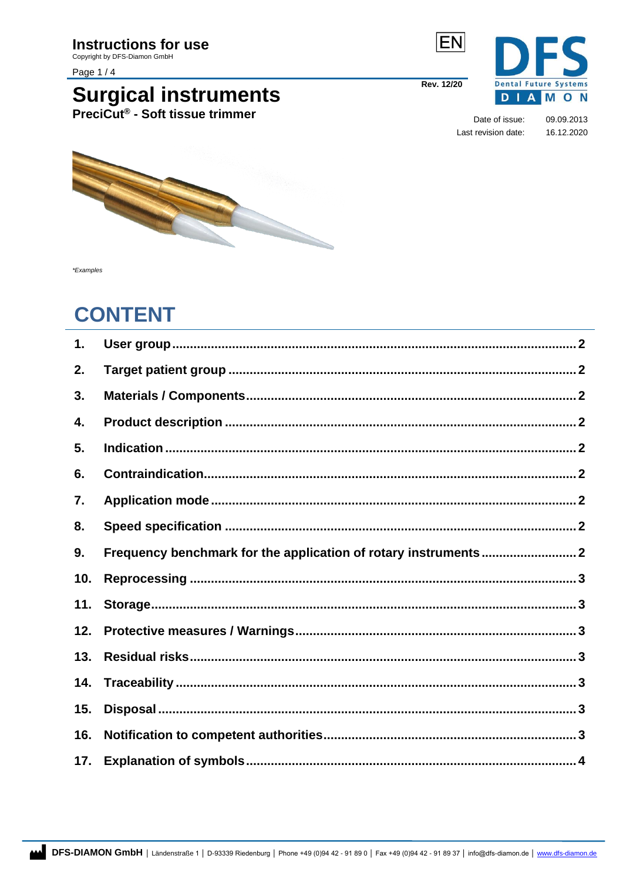# Instructions for use

Copyright by DFS-Diamon GmbH

EN

Rev. 12/20

Date of issue: 09.09.2013

Last revision date: 16.12.2020

# Surgical instruments

## PreciCut® - Soft tissue trimmer

*\*Examples*

## CONTENT

| | | |
|---|---|---|
| 1. | User group | 2 |
| 2. | Target patient group | 2 |
| 3. | Materials / Components | 2 |
| 4. | Product description | 2 |
| 5. | Indication | 2 |
| 6. | Contraindication | 2 |
| 7. | Application mode | 2 |
| 8. | Speed specification | 2 |
| 9. | Frequency benchmark for the application of rotary instruments | 2 |
| 10. | Reprocessing | 3 |
| 11. | Storage | 3 |
| 12. | Protective measures / Warnings | 3 |
| 13. | Residual risks | 3 |
| 14. | Traceability | 3 |
| 15. | Disposal | 3 |
| 16. | Notification to competent authorities | 3 |
| 17. | Explanation of symbols | 4 |

**DFS-DIAMON GmbH** | Ländenstraße 1 | D-93339 Riedenburg | Phone +49 (0)94 42 - 91 89 0 | Fax +49 (0)94 42 - 91 89 37 | info@dfs-diamon.de | www.dfs-diamon.de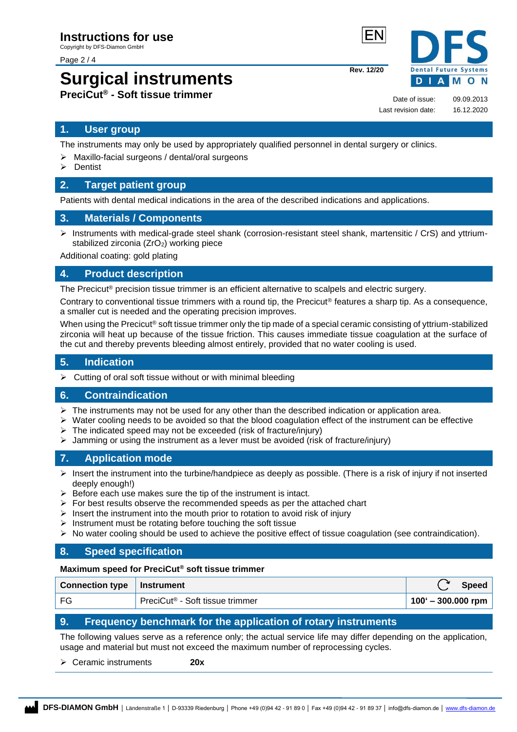# Surgical instruments

**PreciCut® - Soft tissue trimmer**

Rev. 12/20

Date of issue: 09.09.2013
Last revision date: 16.12.2020

## 1. User group

The instruments may only be used by appropriately qualified personnel in dental surgery or clinics.

- Maxillo-facial surgeons / dental/oral surgeons
- Dentist

## 2. Target patient group

Patients with dental medical indications in the area of the described indications and applications.

## 3. Materials / Components

- Instruments with medical-grade steel shank (corrosion-resistant steel shank, martensitic / CrS) and yttrium-stabilized zirconia ($ZrO_2$) working piece

Additional coating: gold plating

## 4. Product description

The Precicut® precision tissue trimmer is an efficient alternative to scalpels and electric surgery.

Contrary to conventional tissue trimmers with a round tip, the Precicut® features a sharp tip. As a consequence, a smaller cut is needed and the operating precision improves.

When using the Precicut® soft tissue trimmer only the tip made of a special ceramic consisting of yttrium-stabilized zirconia will heat up because of the tissue friction. This causes immediate tissue coagulation at the surface of the cut and thereby prevents bleeding almost entirely, provided that no water cooling is used.

## 5. Indication

- Cutting of oral soft tissue without or with minimal bleeding

## 6. Contraindication

- The instruments may not be used for any other than the described indication or application area.
- Water cooling needs to be avoided so that the blood coagulation effect of the instrument can be effective
- The indicated speed may not be exceeded (risk of fracture/injury)
- Jamming or using the instrument as a lever must be avoided (risk of fracture/injury)

## 7. Application mode

- Insert the instrument into the turbine/handpiece as deeply as possible. (There is a risk of injury if not inserted deeply enough!)
- Before each use makes sure the tip of the instrument is intact.
- For best results observe the recommended speeds as per the attached chart
- Insert the instrument into the mouth prior to rotation to avoid risk of injury
- Instrument must be rotating before touching the soft tissue
- No water cooling should be used to achieve the positive effect of tissue coagulation (see contraindication).

## 8. Speed specification

**Maximum speed for PreciCut® soft tissue trimmer**

| Connection type | Instrument | Speed |
|---|---|---|
| FG | PreciCut® - Soft tissue trimmer | **100‘ – 300.000 rpm** |

## 9. Frequency benchmark for the application of rotary instruments

The following values serve as a reference only; the actual service life may differ depending on the application, usage and material but must not exceed the maximum number of reprocessing cycles.

- Ceramic instruments **20x**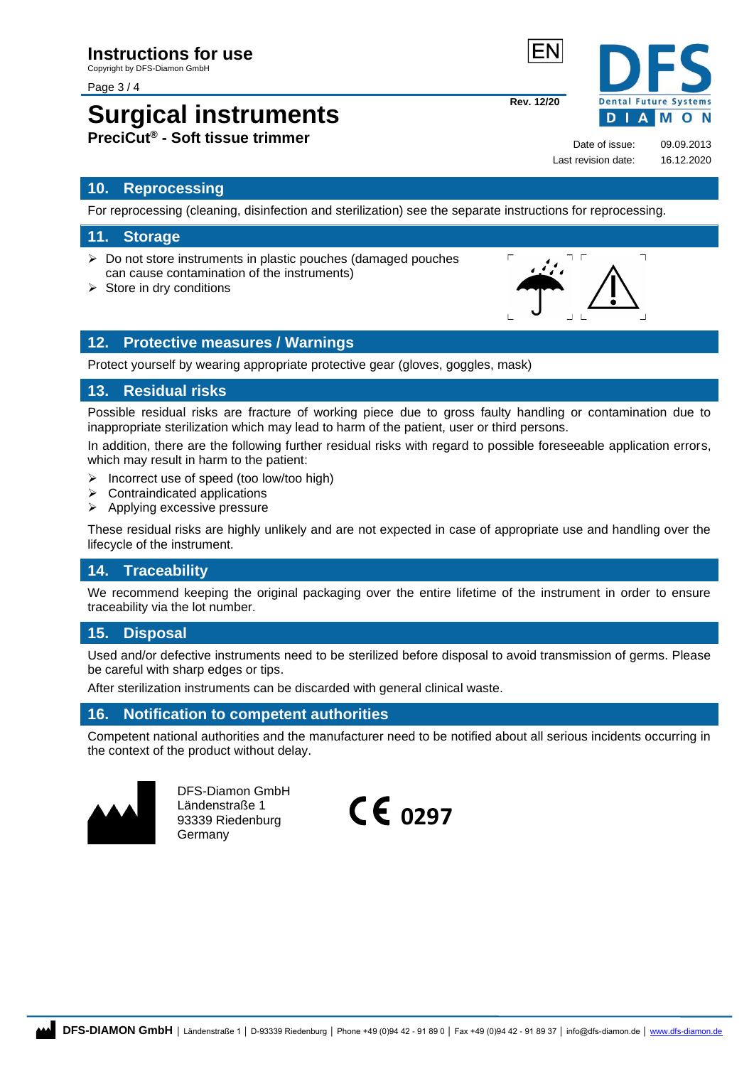## 10. Reprocessing

For reprocessing (cleaning, disinfection and sterilization) see the separate instructions for reprocessing.

## 11. Storage

- Do not store instruments in plastic pouches (damaged pouches can cause contamination of the instruments)
- Store in dry conditions

## 12. Protective measures / Warnings

Protect yourself by wearing appropriate protective gear (gloves, goggles, mask)

## 13. Residual risks

Possible residual risks are fracture of working piece due to gross faulty handling or contamination due to inappropriate sterilization which may lead to harm of the patient, user or third persons.

In addition, there are the following further residual risks with regard to possible foreseeable application errors, which may result in harm to the patient:

- Incorrect use of speed (too low/too high)
- Contraindicated applications
- Applying excessive pressure

These residual risks are highly unlikely and are not expected in case of appropriate use and handling over the lifecycle of the instrument.

## 14. Traceability

We recommend keeping the original packaging over the entire lifetime of the instrument in order to ensure traceability via the lot number.

## 15. Disposal

Used and/or defective instruments need to be sterilized before disposal to avoid transmission of germs. Please be careful with sharp edges or tips.

After sterilization instruments can be discarded with general clinical waste.

## 16. Notification to competent authorities

Competent national authorities and the manufacturer need to be notified about all serious incidents occurring in the context of the product without delay.

DFS-Diamon GmbH
Ländenstraße 1
93339 Riedenburg
Germany

CE 0297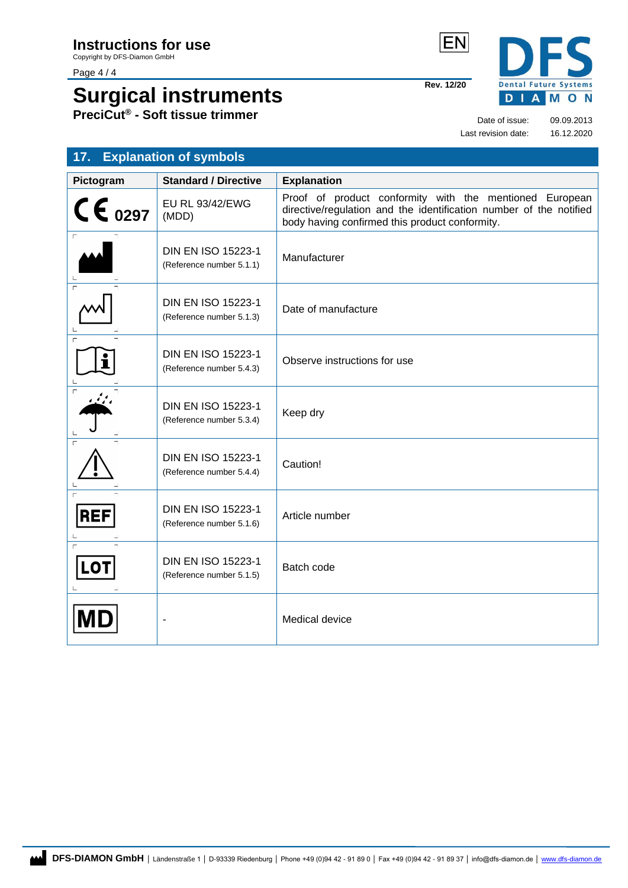## 17. Explanation of symbols

| Pictogram | Standard / Directive | Explanation |
|---|---|---|
| CE 0297 | EU RL 93/42/EWG (MDD) | Proof of product conformity with the mentioned European directive/regulation and the identification number of the notified body having confirmed this product conformity. |
| | DIN EN ISO 15223-1 (Reference number 5.1.1) | Manufacturer |
| | DIN EN ISO 15223-1 (Reference number 5.1.3) | Date of manufacture |
| | DIN EN ISO 15223-1 (Reference number 5.4.3) | Observe instructions for use |
| | DIN EN ISO 15223-1 (Reference number 5.3.4) | Keep dry |
| | DIN EN ISO 15223-1 (Reference number 5.4.4) | Caution! |
| REF | DIN EN ISO 15223-1 (Reference number 5.1.6) | Article number |
| LOT | DIN EN ISO 15223-1 (Reference number 5.1.5) | Batch code |
| MD | - | Medical device |